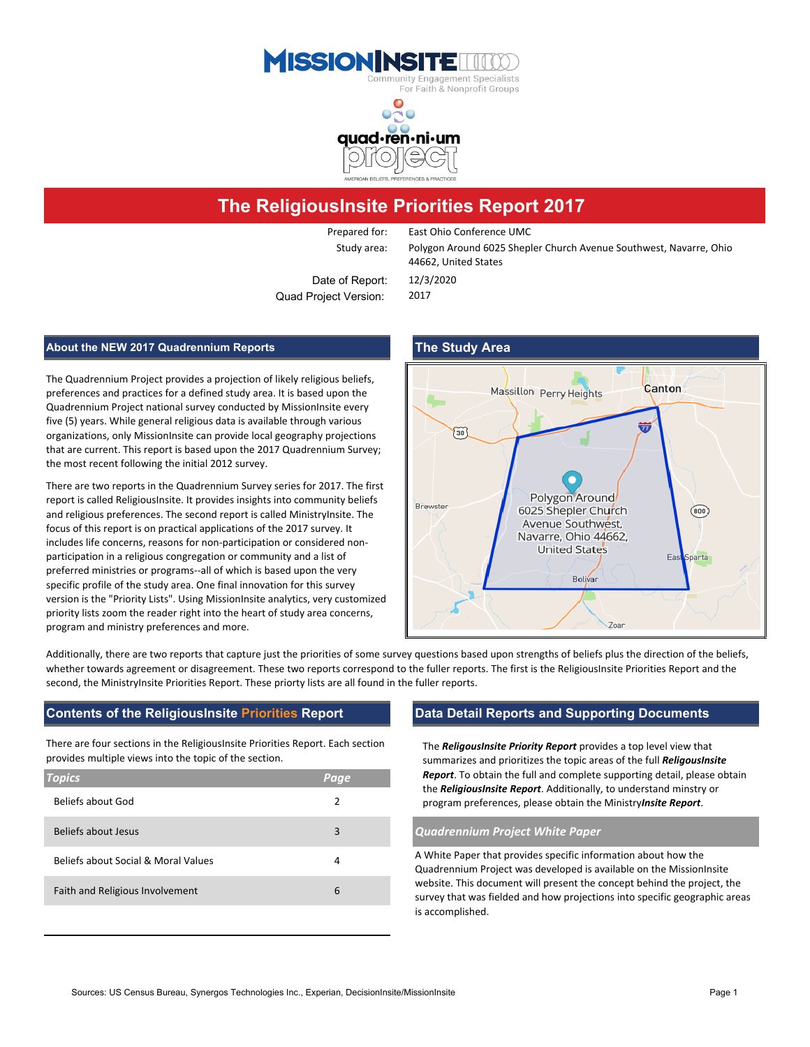# The ReligiousInsite Priorities Report 2017

| | |
|---|---|
| Prepared for: | East Ohio Conference UMC |
| Study area: | Polygon Around 6025 Shepler Church Avenue Southwest, Navarre, Ohio 44662, United States |
| Date of Report: | 12/3/2020 |
| Quad Project Version: | 2017 |

## About the NEW 2017 Quadrennium Reports

The Quadrennium Project provides a projection of likely religious beliefs, preferences and practices for a defined study area. It is based upon the Quadrennium Project national survey conducted by MissionInsite every five (5) years. While general religious data is available through various organizations, only MissionInsite can provide local geography projections that are current. This report is based upon the 2017 Quadrennium Survey; the most recent following the initial 2012 survey.

There are two reports in the Quadrennium Survey series for 2017. The first report is called ReligiousInsite. It provides insights into community beliefs and religious preferences. The second report is called MinistryInsite. The focus of this report is on practical applications of the 2017 survey. It includes life concerns, reasons for non-participation or considered non-participation in a religious congregation or community and a list of preferred ministries or programs--all of which is based upon the very specific profile of the study area. One final innovation for this survey version is the "Priority Lists". Using MissionInsite analytics, very customized priority lists zoom the reader right into the heart of study area concerns, program and ministry preferences and more.

## The Study Area

Additionally, there are two reports that capture just the priorities of some survey questions based upon strengths of beliefs plus the direction of the beliefs, whether towards agreement or disagreement. These two reports correspond to the fuller reports. The first is the ReligiousInsite Priorities Report and the second, the MinistryInsite Priorities Report. These priorty lists are all found in the fuller reports.

## Contents of the ReligiousInsite Priorities Report

There are four sections in the ReligiousInsite Priorities Report. Each section provides multiple views into the topic of the section.

| Topics | Page |
|---|---|
| Beliefs about God | 2 |
| Beliefs about Jesus | 3 |
| Beliefs about Social & Moral Values | 4 |
| Faith and Religious Involvement | 6 |

## Data Detail Reports and Supporting Documents

The ***ReligousInsite Priority Report*** provides a top level view that summarizes and prioritizes the topic areas of the full ***ReligousInsite Report***. To obtain the full and complete supporting detail, please obtain the ***ReligiousInsite Report***. Additionally, to understand ministry or program preferences, please obtain the Ministry***Insite Report***.

### *Quadrennium Project White Paper*

A White Paper that provides specific information about how the Quadrennium Project was developed is available on the MissionInsite website. This document will present the concept behind the project, the survey that was fielded and how projections into specific geographic areas is accomplished.

Sources: US Census Bureau, Synergos Technologies Inc., Experian, DecisionInsite/MissionInsite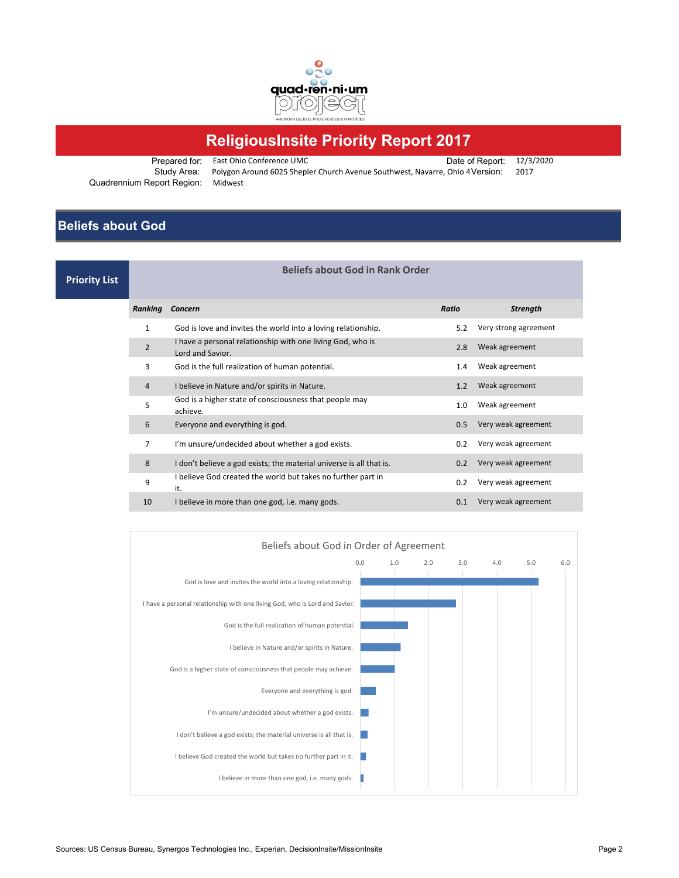# ReligiousInsite Priority Report 2017

Prepared for: East Ohio Conference UMC

Study Area: Polygon Around 6025 Shepler Church Avenue Southwest, Navarre, Ohio 4

Quadrennium Report Region: Midwest

Date of Report: 12/3/2020

Version: 2017

## Beliefs about God

### Priority List

**Beliefs about God in Rank Order**

| *Ranking* | *Concern* | *Ratio* | *Strength* |
|---|---|---|---|
| 1 | God is love and invites the world into a loving relationship. | 5.2 | Very strong agreement |
| 2 | I have a personal relationship with one living God, who is Lord and Savior. | 2.8 | Weak agreement |
| 3 | God is the full realization of human potential. | 1.4 | Weak agreement |
| 4 | I believe in Nature and/or spirits in Nature. | 1.2 | Weak agreement |
| 5 | God is a higher state of consciousness that people may achieve. | 1.0 | Weak agreement |
| 6 | Everyone and everything is god. | 0.5 | Very weak agreement |
| 7 | I'm unsure/undecided about whether a god exists. | 0.2 | Very weak agreement |
| 8 | I don't believe a god exists; the material universe is all that is. | 0.2 | Very weak agreement |
| 9 | I believe God created the world but takes no further part in it. | 0.2 | Very weak agreement |
| 10 | I believe in more than one god, i.e. many gods. | 0.1 | Very weak agreement |

Beliefs about God in Order of Agreement

| Concern | Ratio |
|---|---|
| God is love and invites the world into a loving relationship. | 5.2 |
| I have a personal relationship with one living God, who is Lord and Savior. | 2.8 |
| God is the full realization of human potential. | 1.4 |
| I believe in Nature and/or spirits in Nature. | 1.2 |
| God is a higher state of consciousness that people may achieve. | 1.0 |
| Everyone and everything is god. | 0.5 |
| I'm unsure/undecided about whether a god exists. | 0.2 |
| I don't believe a god exists; the material universe is all that is. | 0.2 |
| I believe God created the world but takes no further part in it. | 0.2 |
| I believe in more than one god, i.e. many gods. | 0.1 |

Sources: US Census Bureau, Synergos Technologies Inc., Experian, DecisionInsite/MissionInsite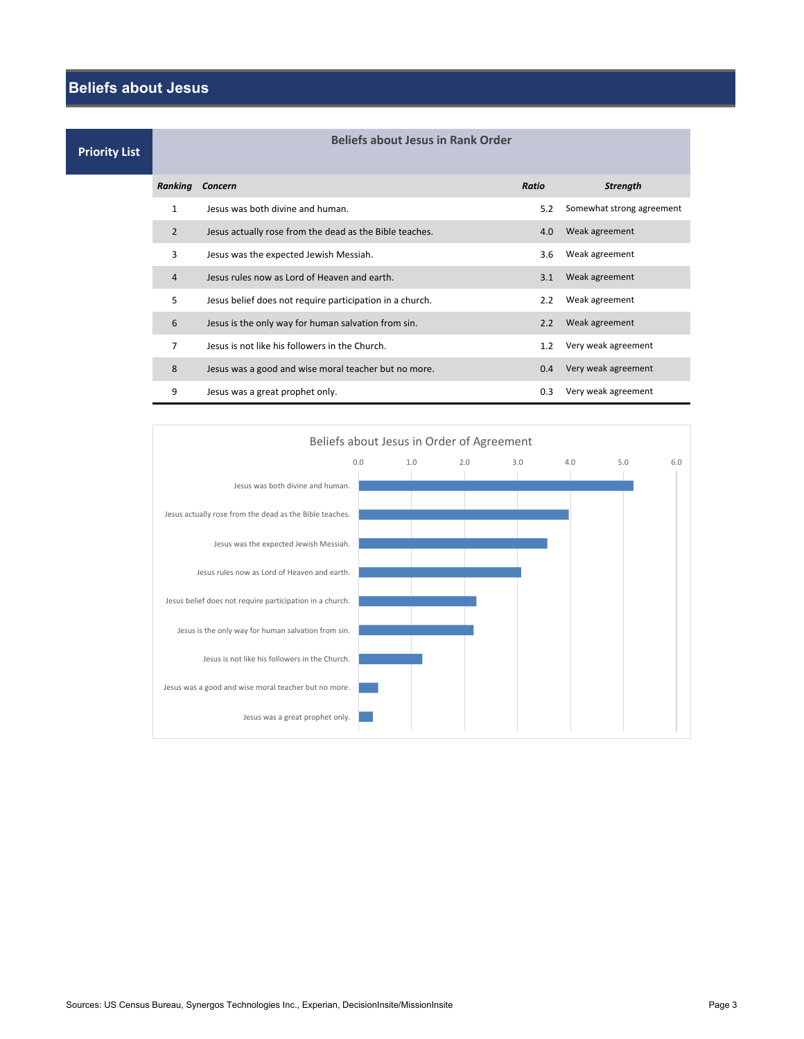# Beliefs about Jesus

## Priority List

### Beliefs about Jesus in Rank Order

| Ranking | Concern | Ratio | Strength |
|---|---|---|---|
| 1 | Jesus was both divine and human. | 5.2 | Somewhat strong agreement |
| 2 | Jesus actually rose from the dead as the Bible teaches. | 4.0 | Weak agreement |
| 3 | Jesus was the expected Jewish Messiah. | 3.6 | Weak agreement |
| 4 | Jesus rules now as Lord of Heaven and earth. | 3.1 | Weak agreement |
| 5 | Jesus belief does not require participation in a church. | 2.2 | Weak agreement |
| 6 | Jesus is the only way for human salvation from sin. | 2.2 | Weak agreement |
| 7 | Jesus is not like his followers in the Church. | 1.2 | Very weak agreement |
| 8 | Jesus was a good and wise moral teacher but no more. | 0.4 | Very weak agreement |
| 9 | Jesus was a great prophet only. | 0.3 | Very weak agreement |

### Beliefs about Jesus in Order of Agreement

| Concern | Ratio |
|---|---|
| Jesus was both divine and human. | 5.2 |
| Jesus actually rose from the dead as the Bible teaches. | 4.0 |
| Jesus was the expected Jewish Messiah. | 3.6 |
| Jesus rules now as Lord of Heaven and earth. | 3.1 |
| Jesus belief does not require participation in a church. | 2.2 |
| Jesus is the only way for human salvation from sin. | 2.2 |
| Jesus is not like his followers in the Church. | 1.2 |
| Jesus was a good and wise moral teacher but no more. | 0.4 |
| Jesus was a great prophet only. | 0.3 |

Sources: US Census Bureau, Synergos Technologies Inc., Experian, DecisionInsite/MissionInsite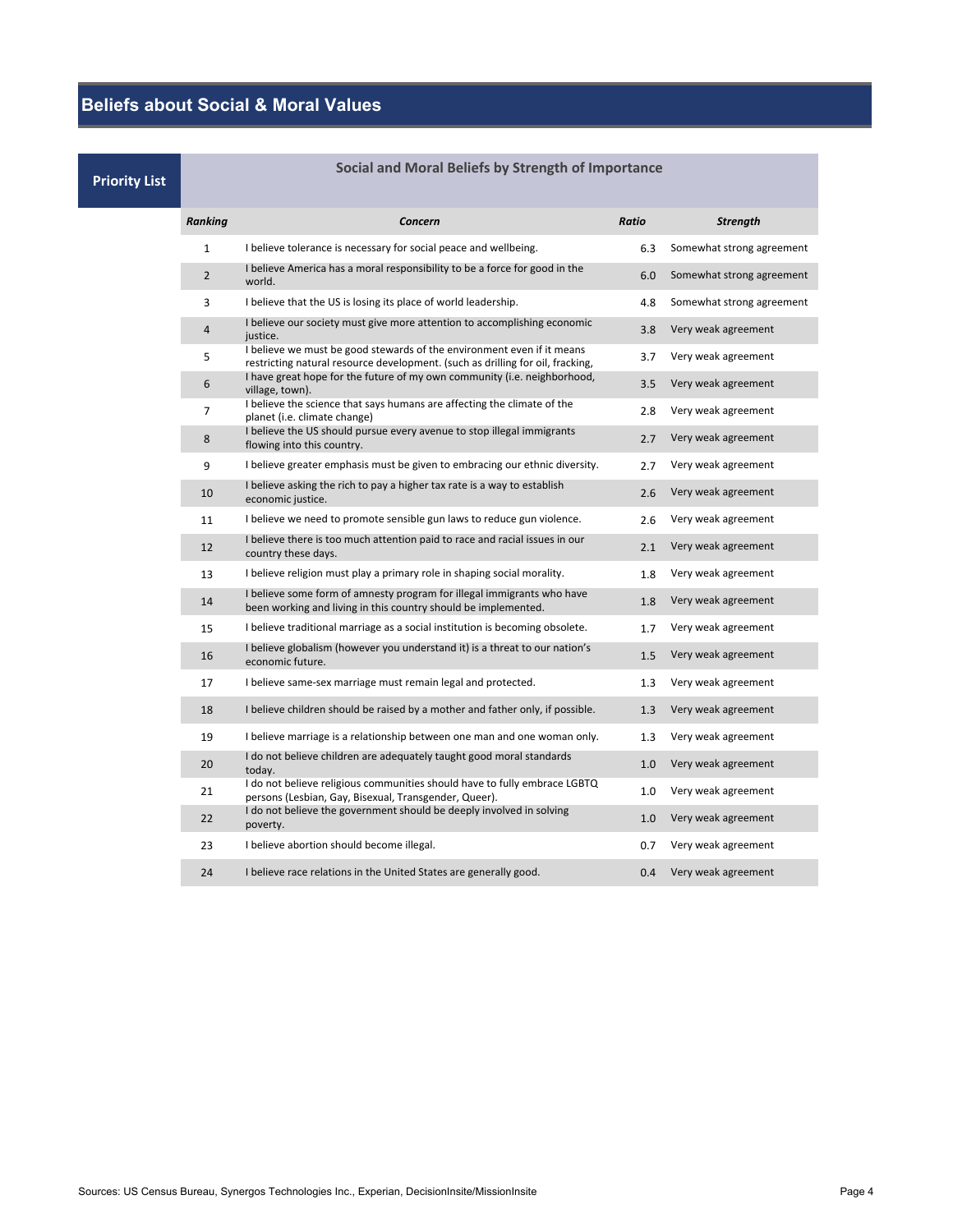# Beliefs about Social & Moral Values

**Priority List**

## Social and Moral Beliefs by Strength of Importance

| *Ranking* | *Concern* | *Ratio* | *Strength* |
|---|---|---|---|
| 1 | I believe tolerance is necessary for social peace and wellbeing. | 6.3 | Somewhat strong agreement |
| 2 | I believe America has a moral responsibility to be a force for good in the world. | 6.0 | Somewhat strong agreement |
| 3 | I believe that the US is losing its place of world leadership. | 4.8 | Somewhat strong agreement |
| 4 | I believe our society must give more attention to accomplishing economic justice. | 3.8 | Very weak agreement |
| 5 | I believe we must be good stewards of the environment even if it means restricting natural resource development. (such as drilling for oil, fracking, | 3.7 | Very weak agreement |
| 6 | I have great hope for the future of my own community (i.e. neighborhood, village, town). | 3.5 | Very weak agreement |
| 7 | I believe the science that says humans are affecting the climate of the planet (i.e. climate change) | 2.8 | Very weak agreement |
| 8 | I believe the US should pursue every avenue to stop illegal immigrants flowing into this country. | 2.7 | Very weak agreement |
| 9 | I believe greater emphasis must be given to embracing our ethnic diversity. | 2.7 | Very weak agreement |
| 10 | I believe asking the rich to pay a higher tax rate is a way to establish economic justice. | 2.6 | Very weak agreement |
| 11 | I believe we need to promote sensible gun laws to reduce gun violence. | 2.6 | Very weak agreement |
| 12 | I believe there is too much attention paid to race and racial issues in our country these days. | 2.1 | Very weak agreement |
| 13 | I believe religion must play a primary role in shaping social morality. | 1.8 | Very weak agreement |
| 14 | I believe some form of amnesty program for illegal immigrants who have been working and living in this country should be implemented. | 1.8 | Very weak agreement |
| 15 | I believe traditional marriage as a social institution is becoming obsolete. | 1.7 | Very weak agreement |
| 16 | I believe globalism (however you understand it) is a threat to our nation's economic future. | 1.5 | Very weak agreement |
| 17 | I believe same-sex marriage must remain legal and protected. | 1.3 | Very weak agreement |
| 18 | I believe children should be raised by a mother and father only, if possible. | 1.3 | Very weak agreement |
| 19 | I believe marriage is a relationship between one man and one woman only. | 1.3 | Very weak agreement |
| 20 | I do not believe children are adequately taught good moral standards today. | 1.0 | Very weak agreement |
| 21 | I do not believe religious communities should have to fully embrace LGBTQ persons (Lesbian, Gay, Bisexual, Transgender, Queer). | 1.0 | Very weak agreement |
| 22 | I do not believe the government should be deeply involved in solving poverty. | 1.0 | Very weak agreement |
| 23 | I believe abortion should become illegal. | 0.7 | Very weak agreement |
| 24 | I believe race relations in the United States are generally good. | 0.4 | Very weak agreement |

Sources: US Census Bureau, Synergos Technologies Inc., Experian, DecisionInsite/MissionInsite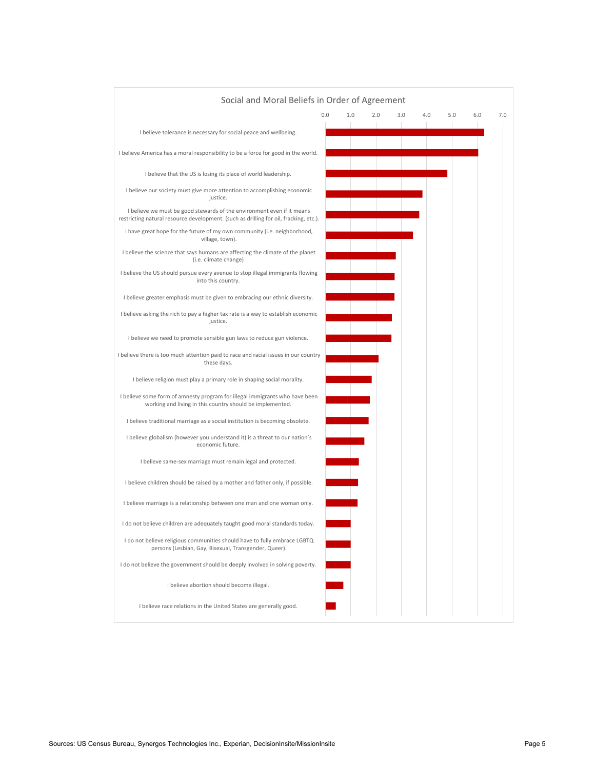## Social and Moral Beliefs in Order of Agreement

| Belief | Value |
|---|---|
| I believe tolerance is necessary for social peace and wellbeing. | 6.3 |
| I believe America has a moral responsibility to be a force for good in the world. | 6.0 |
| I believe that the US is losing its place of world leadership. | 4.8 |
| I believe our society must give more attention to accomplishing economic justice. | 3.8 |
| I believe we must be good stewards of the environment even if it means restricting natural resource development. (such as drilling for oil, fracking, etc.). | 3.7 |
| I have great hope for the future of my own community (i.e. neighborhood, village, town). | 3.4 |
| I believe the science that says humans are affecting the climate of the planet (i.e. climate change) | 2.8 |
| I believe the US should pursue every avenue to stop illegal immigrants flowing into this country. | 2.7 |
| I believe greater emphasis must be given to embracing our ethnic diversity. | 2.7 |
| I believe asking the rich to pay a higher tax rate is a way to establish economic justice. | 2.6 |
| I believe we need to promote sensible gun laws to reduce gun violence. | 2.6 |
| I believe there is too much attention paid to race and racial issues in our country these days. | 2.1 |
| I believe religion must play a primary role in shaping social morality. | 1.8 |
| I believe some form of amnesty program for illegal immigrants who have been working and living in this country should be implemented. | 1.7 |
| I believe traditional marriage as a social institution is becoming obsolete. | 1.7 |
| I believe globalism (however you understand it) is a threat to our nation's economic future. | 1.5 |
| I believe same-sex marriage must remain legal and protected. | 1.3 |
| I believe children should be raised by a mother and father only, if possible. | 1.3 |
| I believe marriage is a relationship between one man and one woman only. | 1.3 |
| I do not believe children are adequately taught good moral standards today. | 1.0 |
| I do not believe religious communities should have to fully embrace LGBTQ persons (Lesbian, Gay, Bisexual, Transgender, Queer). | 1.0 |
| I do not believe the government should be deeply involved in solving poverty. | 1.0 |
| I believe abortion should become illegal. | 0.7 |
| I believe race relations in the United States are generally good. | 0.4 |

Sources: US Census Bureau, Synergos Technologies Inc., Experian, DecisionInsite/MissionInsite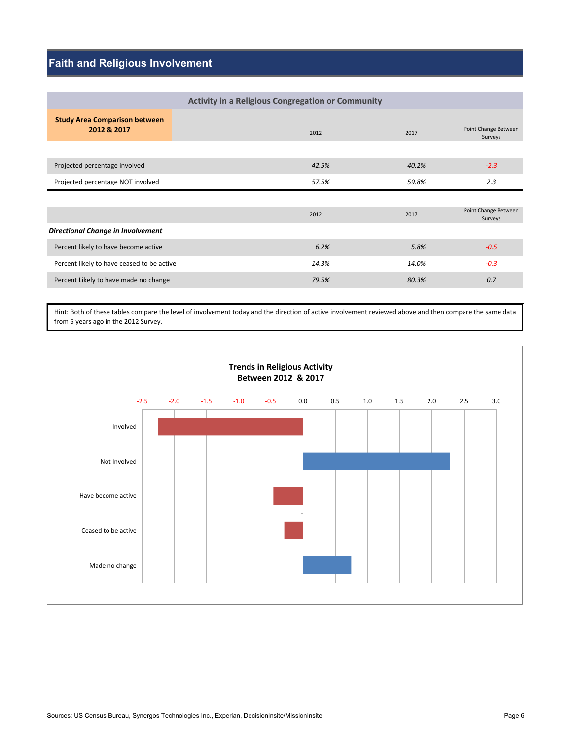# Faith and Religious Involvement

| Activity in a Religious Congregation or Community | | | |
|---|---|---|---|
| **Study Area Comparison between 2012 & 2017** | 2012 | 2017 | Point Change Between Surveys |
| Projected percentage involved | *42.5%* | *40.2%* | *-2.3* |
| Projected percentage NOT involved | *57.5%* | *59.8%* | *2.3* |

| | 2012 | 2017 | Point Change Between Surveys |
|---|---|---|---|
| ***Directional Change in Involvement*** | | | |
| Percent likely to have become active | *6.2%* | *5.8%* | *-0.5* |
| Percent likely to have ceased to be active | *14.3%* | *14.0%* | *-0.3* |
| Percent Likely to have made no change | *79.5%* | *80.3%* | *0.7* |

Hint: Both of these tables compare the level of involvement today and the direction of active involvement reviewed above and then compare the same data from 5 years ago in the 2012 Survey.

**Trends in Religious Activity Between 2012 & 2017**

| Category | Point Change |
|---|---|
| Involved | -2.3 |
| Not Involved | 2.3 |
| Have become active | -0.5 |
| Ceased to be active | -0.3 |
| Made no change | 0.7 |

Sources: US Census Bureau, Synergos Technologies Inc., Experian, DecisionInsite/MissionInsite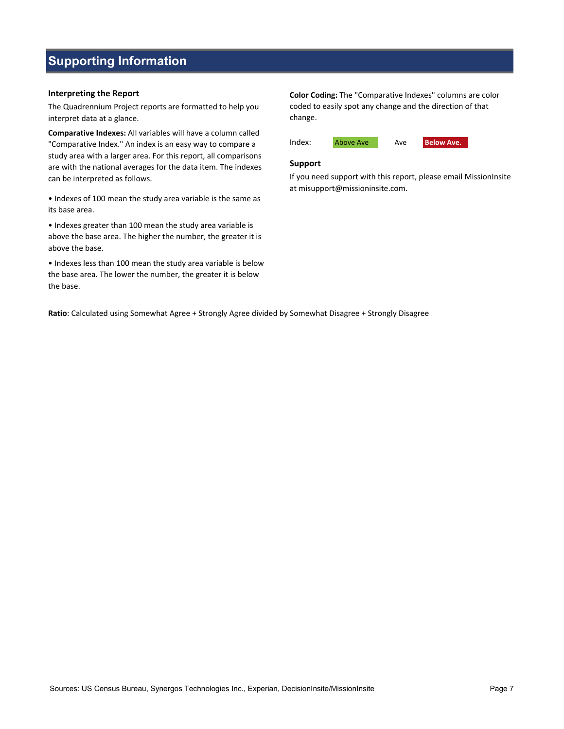# Supporting Information

### Interpreting the Report

The Quadrennium Project reports are formatted to help you interpret data at a glance.

**Comparative Indexes:** All variables will have a column called "Comparative Index." An index is an easy way to compare a study area with a larger area. For this report, all comparisons are with the national averages for the data item. The indexes can be interpreted as follows.

- Indexes of 100 mean the study area variable is the same as its base area.
- Indexes greater than 100 mean the study area variable is above the base area. The higher the number, the greater it is above the base.
- Indexes less than 100 mean the study area variable is below the base area. The lower the number, the greater it is below the base.

**Color Coding:** The "Comparative Indexes" columns are color coded to easily spot any change and the direction of that change.

Index: Above Ave Ave **Below Ave.**

### Support

If you need support with this report, please email MissionInsite at misupport@missioninsite.com.

**Ratio**: Calculated using Somewhat Agree + Strongly Agree divided by Somewhat Disagree + Strongly Disagree

Sources: US Census Bureau, Synergos Technologies Inc., Experian, DecisionInsite/MissionInsite